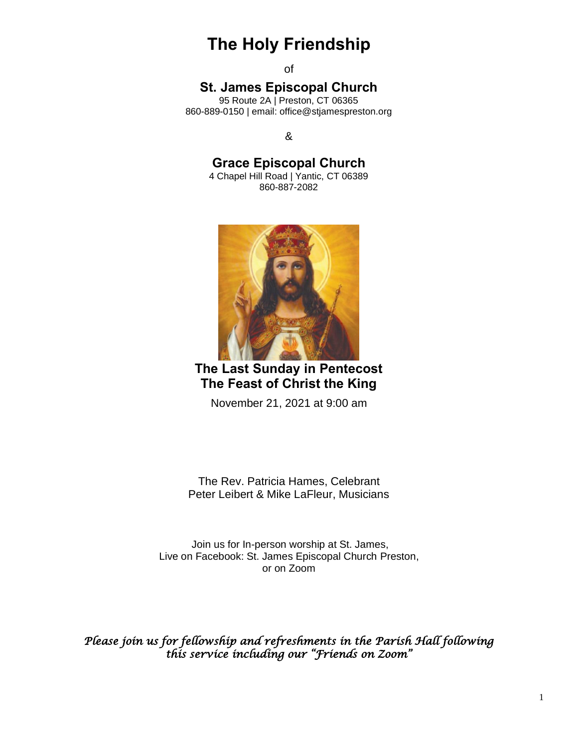# The Holy Friendship

of

## St. James Episcopal Church

95 Route 2A | Preston, CT 06365
860-889-0150 | email: office@stjamespreston.org

&

## Grace Episcopal Church

4 Chapel Hill Road | Yantic, CT 06389
860-887-2082

## The Last Sunday in Pentecost
## The Feast of Christ the King

November 21, 2021 at 9:00 am

The Rev. Patricia Hames, Celebrant
Peter Leibert & Mike LaFleur, Musicians

Join us for In-person worship at St. James,
Live on Facebook: St. James Episcopal Church Preston,
or on Zoom

*Please join us for fellowship and refreshments in the Parish Hall following this service including our "Friends on Zoom"*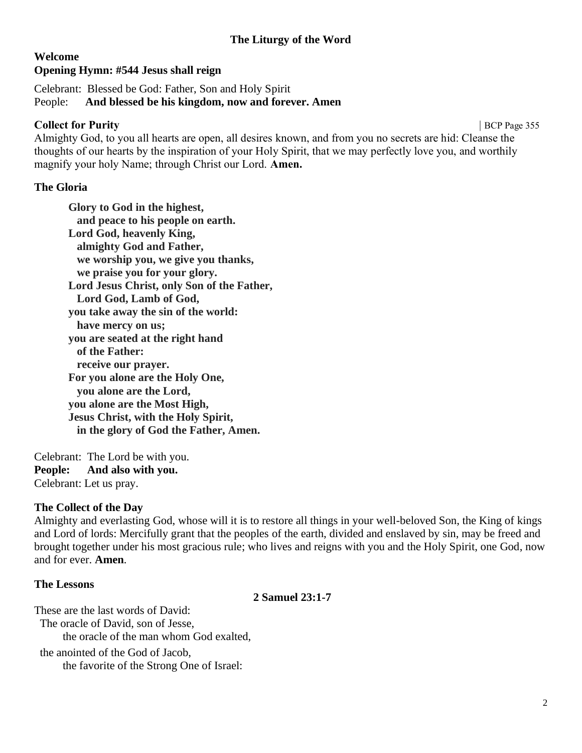## The Liturgy of the Word

**Welcome**
**Opening Hymn: #544 Jesus shall reign**

Celebrant: Blessed be God: Father, Son and Holy Spirit
People: **And blessed be his kingdom, now and forever. Amen**

**Collect for Purity** | BCP Page 355

Almighty God, to you all hearts are open, all desires known, and from you no secrets are hid: Cleanse the thoughts of our hearts by the inspiration of your Holy Spirit, that we may perfectly love you, and worthily magnify your holy Name; through Christ our Lord. **Amen.**

**The Gloria**

**Glory to God in the highest,**
**and peace to his people on earth.**
**Lord God, heavenly King,**
**almighty God and Father,**
**we worship you, we give you thanks,**
**we praise you for your glory.**
**Lord Jesus Christ, only Son of the Father,**
**Lord God, Lamb of God,**
**you take away the sin of the world:**
**have mercy on us;**
**you are seated at the right hand**
**of the Father:**
**receive our prayer.**
**For you alone are the Holy One,**
**you alone are the Lord,**
**you alone are the Most High,**
**Jesus Christ, with the Holy Spirit,**
**in the glory of God the Father, Amen.**

Celebrant: The Lord be with you.
**People: And also with you.**
Celebrant: Let us pray.

**The Collect of the Day**

Almighty and everlasting God, whose will it is to restore all things in your well-beloved Son, the King of kings and Lord of lords: Mercifully grant that the peoples of the earth, divided and enslaved by sin, may be freed and brought together under his most gracious rule; who lives and reigns with you and the Holy Spirit, one God, now and for ever. **Amen**.

**The Lessons**

**2 Samuel 23:1-7**

These are the last words of David:
The oracle of David, son of Jesse,
the oracle of the man whom God exalted,
the anointed of the God of Jacob,
the favorite of the Strong One of Israel: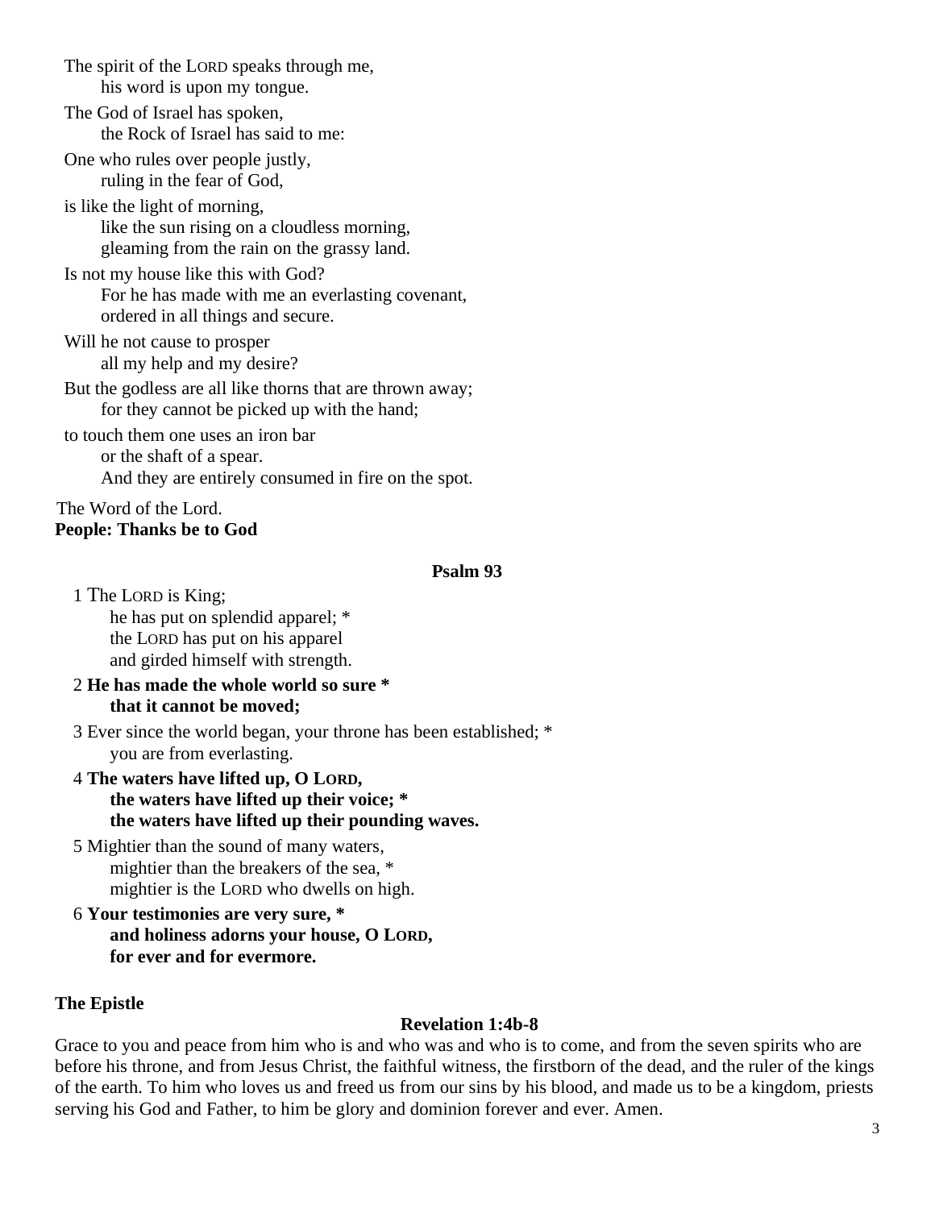The spirit of the LORD speaks through me,
his word is upon my tongue.

The God of Israel has spoken,
the Rock of Israel has said to me:

One who rules over people justly,
ruling in the fear of God,

is like the light of morning,
like the sun rising on a cloudless morning,
gleaming from the rain on the grassy land.

Is not my house like this with God?
For he has made with me an everlasting covenant,
ordered in all things and secure.

Will he not cause to prosper
all my help and my desire?

But the godless are all like thorns that are thrown away;
for they cannot be picked up with the hand;

to touch them one uses an iron bar
or the shaft of a spear.
And they are entirely consumed in fire on the spot.

The Word of the Lord.
**People: Thanks be to God**

**Psalm 93**

1 The LORD is King;
he has put on splendid apparel; *
the LORD has put on his apparel
and girded himself with strength.

2 **He has made the whole world so sure *
that it cannot be moved;**

3 Ever since the world began, your throne has been established; *
you are from everlasting.

4 **The waters have lifted up, O LORD,
the waters have lifted up their voice; *
the waters have lifted up their pounding waves.**

5 Mightier than the sound of many waters,
mightier than the breakers of the sea, *
mightier is the LORD who dwells on high.

6 **Your testimonies are very sure, *
and holiness adorns your house, O LORD,
for ever and for evermore.**

**The Epistle**

**Revelation 1:4b-8**

Grace to you and peace from him who is and who was and who is to come, and from the seven spirits who are before his throne, and from Jesus Christ, the faithful witness, the firstborn of the dead, and the ruler of the kings of the earth. To him who loves us and freed us from our sins by his blood, and made us to be a kingdom, priests serving his God and Father, to him be glory and dominion forever and ever. Amen.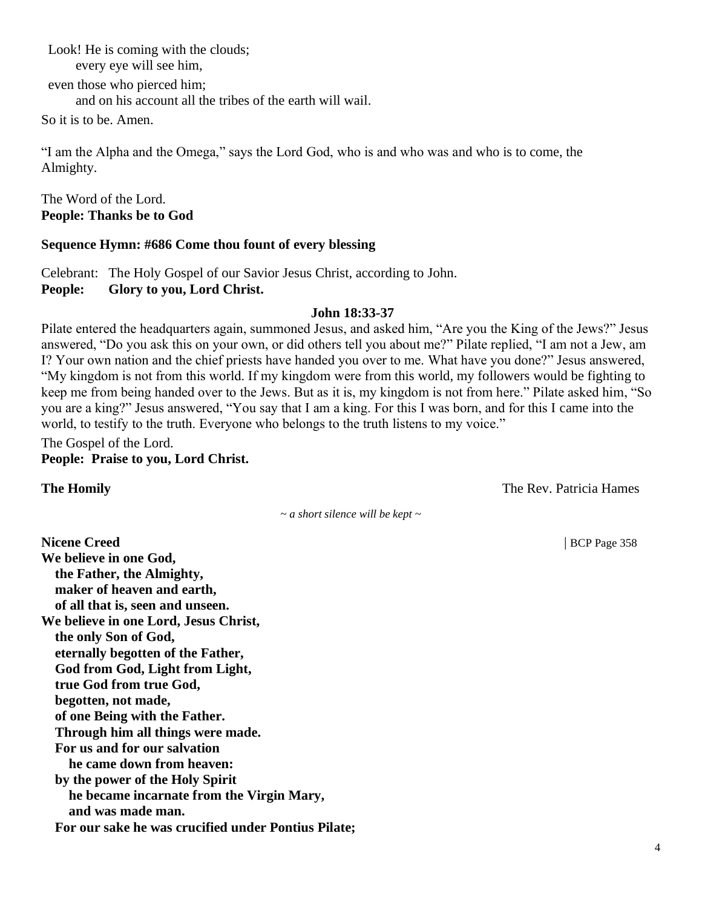Look! He is coming with the clouds;
every eye will see him,
even those who pierced him;
and on his account all the tribes of the earth will wail.
So it is to be. Amen.

"I am the Alpha and the Omega," says the Lord God, who is and who was and who is to come, the Almighty.

The Word of the Lord.
**People: Thanks be to God**

**Sequence Hymn: #686 Come thou fount of every blessing**

Celebrant: The Holy Gospel of our Savior Jesus Christ, according to John.
**People: Glory to you, Lord Christ.**

**John 18:33-37**

Pilate entered the headquarters again, summoned Jesus, and asked him, "Are you the King of the Jews?" Jesus answered, "Do you ask this on your own, or did others tell you about me?" Pilate replied, "I am not a Jew, am I? Your own nation and the chief priests have handed you over to me. What have you done?" Jesus answered, "My kingdom is not from this world. If my kingdom were from this world, my followers would be fighting to keep me from being handed over to the Jews. But as it is, my kingdom is not from here." Pilate asked him, "So you are a king?" Jesus answered, "You say that I am a king. For this I was born, and for this I came into the world, to testify to the truth. Everyone who belongs to the truth listens to my voice."

The Gospel of the Lord.
**People: Praise to you, Lord Christ.**

**The Homily** The Rev. Patricia Hames

*~ a short silence will be kept ~*

**Nicene Creed** | BCP Page 358

**We believe in one God,**
**the Father, the Almighty,**
**maker of heaven and earth,**
**of all that is, seen and unseen.**
**We believe in one Lord, Jesus Christ,**
**the only Son of God,**
**eternally begotten of the Father,**
**God from God, Light from Light,**
**true God from true God,**
**begotten, not made,**
**of one Being with the Father.**
**Through him all things were made.**
**For us and for our salvation**
**he came down from heaven:**
**by the power of the Holy Spirit**
**he became incarnate from the Virgin Mary,**
**and was made man.**
**For our sake he was crucified under Pontius Pilate;**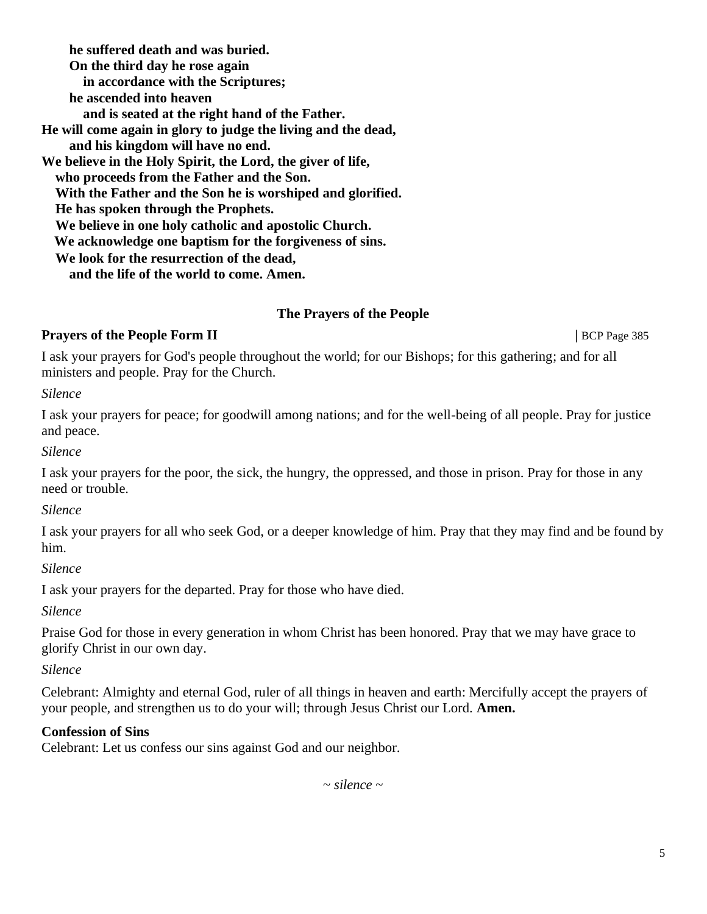**he suffered death and was buried.**
**On the third day he rose again**
**in accordance with the Scriptures;**
**he ascended into heaven**
**and is seated at the right hand of the Father.**
**He will come again in glory to judge the living and the dead,**
**and his kingdom will have no end.**
**We believe in the Holy Spirit, the Lord, the giver of life,**
**who proceeds from the Father and the Son.**
**With the Father and the Son he is worshiped and glorified.**
**He has spoken through the Prophets.**
**We believe in one holy catholic and apostolic Church.**
**We acknowledge one baptism for the forgiveness of sins.**
**We look for the resurrection of the dead,**
**and the life of the world to come. Amen.**

### The Prayers of the People

**Prayers of the People Form II** | BCP Page 385

I ask your prayers for God's people throughout the world; for our Bishops; for this gathering; and for all ministers and people. Pray for the Church.

*Silence*

I ask your prayers for peace; for goodwill among nations; and for the well-being of all people. Pray for justice and peace.

*Silence*

I ask your prayers for the poor, the sick, the hungry, the oppressed, and those in prison. Pray for those in any need or trouble.

*Silence*

I ask your prayers for all who seek God, or a deeper knowledge of him. Pray that they may find and be found by him.

*Silence*

I ask your prayers for the departed. Pray for those who have died.

*Silence*

Praise God for those in every generation in whom Christ has been honored. Pray that we may have grace to glorify Christ in our own day.

*Silence*

Celebrant: Almighty and eternal God, ruler of all things in heaven and earth: Mercifully accept the prayers of your people, and strengthen us to do your will; through Jesus Christ our Lord. **Amen.**

**Confession of Sins**
Celebrant: Let us confess our sins against God and our neighbor.

*~ silence ~*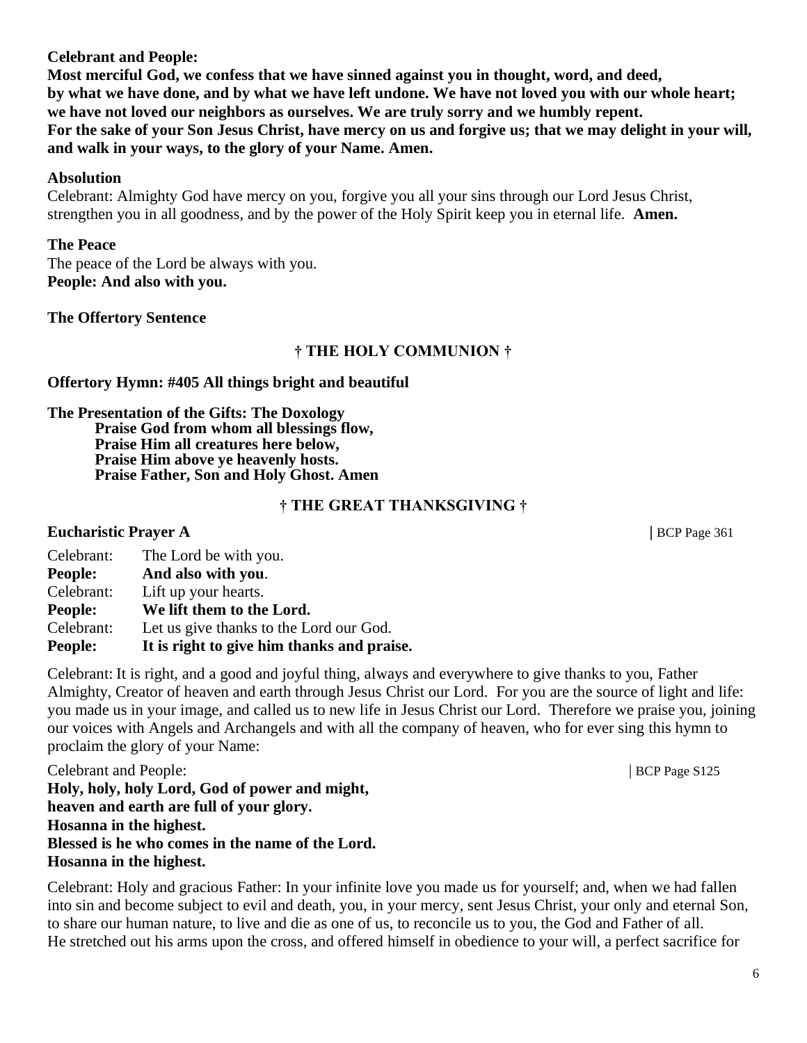**Celebrant and People:**
**Most merciful God, we confess that we have sinned against you in thought, word, and deed, by what we have done, and by what we have left undone. We have not loved you with our whole heart; we have not loved our neighbors as ourselves. We are truly sorry and we humbly repent. For the sake of your Son Jesus Christ, have mercy on us and forgive us; that we may delight in your will, and walk in your ways, to the glory of your Name. Amen.**

**Absolution**
Celebrant: Almighty God have mercy on you, forgive you all your sins through our Lord Jesus Christ, strengthen you in all goodness, and by the power of the Holy Spirit keep you in eternal life. **Amen.**

**The Peace**
The peace of the Lord be always with you.
**People: And also with you.**

**The Offertory Sentence**

## † THE HOLY COMMUNION †

**Offertory Hymn: #405 All things bright and beautiful**

**The Presentation of the Gifts: The Doxology**
**Praise God from whom all blessings flow,**
**Praise Him all creatures here below,**
**Praise Him above ye heavenly hosts.**
**Praise Father, Son and Holy Ghost. Amen**

## † THE GREAT THANKSGIVING †

**Eucharistic Prayer A** | BCP Page 361

Celebrant: The Lord be with you.
**People: And also with you**.
Celebrant: Lift up your hearts.
**People: We lift them to the Lord.**
Celebrant: Let us give thanks to the Lord our God.
**People: It is right to give him thanks and praise.**

Celebrant: It is right, and a good and joyful thing, always and everywhere to give thanks to you, Father Almighty, Creator of heaven and earth through Jesus Christ our Lord. For you are the source of light and life: you made us in your image, and called us to new life in Jesus Christ our Lord. Therefore we praise you, joining our voices with Angels and Archangels and with all the company of heaven, who for ever sing this hymn to proclaim the glory of your Name:

Celebrant and People: | BCP Page S125
**Holy, holy, holy Lord, God of power and might,**
**heaven and earth are full of your glory.**
**Hosanna in the highest.**
**Blessed is he who comes in the name of the Lord.**
**Hosanna in the highest.**

Celebrant: Holy and gracious Father: In your infinite love you made us for yourself; and, when we had fallen into sin and become subject to evil and death, you, in your mercy, sent Jesus Christ, your only and eternal Son, to share our human nature, to live and die as one of us, to reconcile us to you, the God and Father of all. He stretched out his arms upon the cross, and offered himself in obedience to your will, a perfect sacrifice for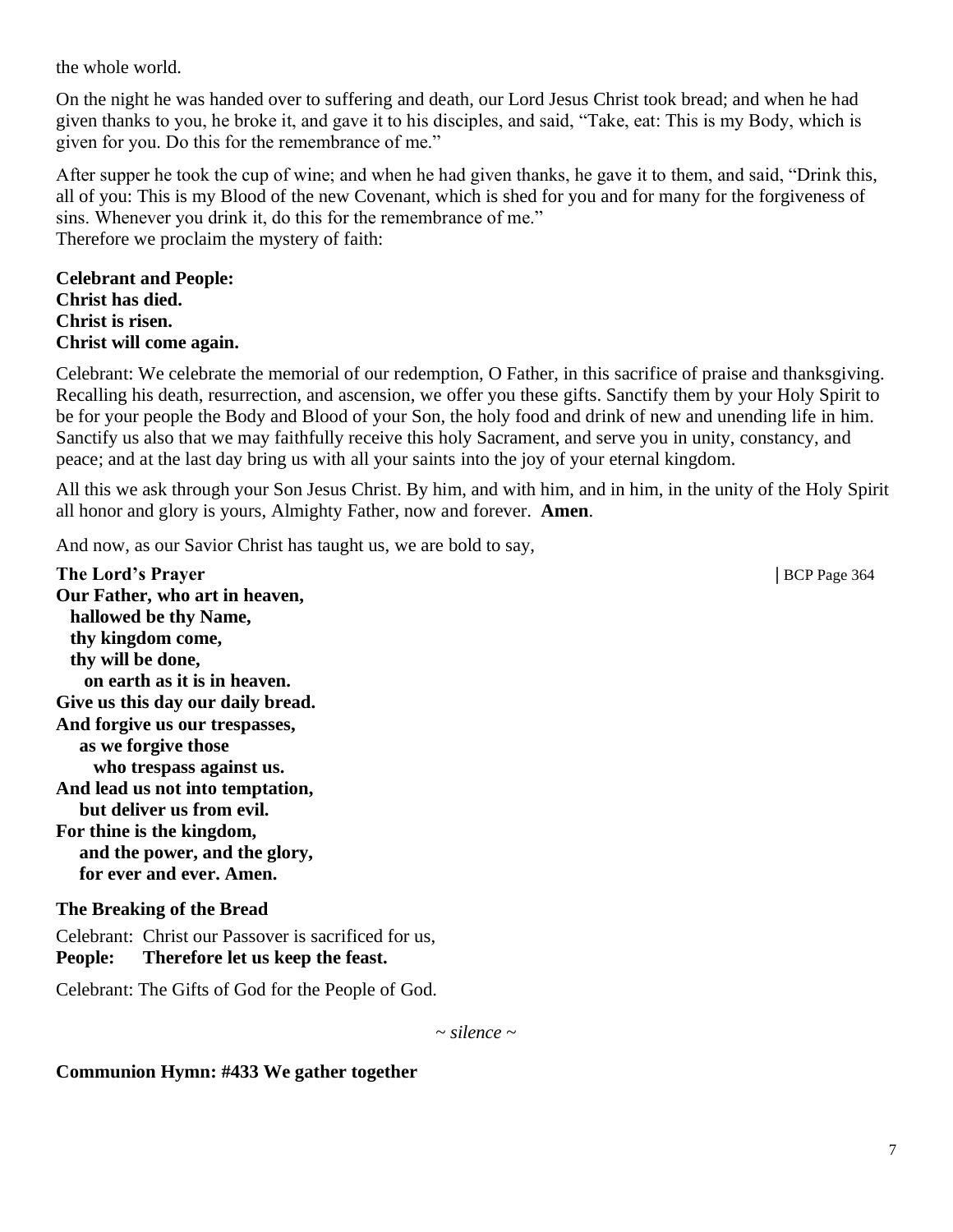the whole world.

On the night he was handed over to suffering and death, our Lord Jesus Christ took bread; and when he had given thanks to you, he broke it, and gave it to his disciples, and said, "Take, eat: This is my Body, which is given for you. Do this for the remembrance of me."

After supper he took the cup of wine; and when he had given thanks, he gave it to them, and said, "Drink this, all of you: This is my Blood of the new Covenant, which is shed for you and for many for the forgiveness of sins. Whenever you drink it, do this for the remembrance of me."
Therefore we proclaim the mystery of faith:

**Celebrant and People:**
**Christ has died.**
**Christ is risen.**
**Christ will come again.**

Celebrant: We celebrate the memorial of our redemption, O Father, in this sacrifice of praise and thanksgiving. Recalling his death, resurrection, and ascension, we offer you these gifts. Sanctify them by your Holy Spirit to be for your people the Body and Blood of your Son, the holy food and drink of new and unending life in him. Sanctify us also that we may faithfully receive this holy Sacrament, and serve you in unity, constancy, and peace; and at the last day bring us with all your saints into the joy of your eternal kingdom.

All this we ask through your Son Jesus Christ. By him, and with him, and in him, in the unity of the Holy Spirit all honor and glory is yours, Almighty Father, now and forever. **Amen**.

And now, as our Savior Christ has taught us, we are bold to say,

**The Lord's Prayer** | BCP Page 364

**Our Father, who art in heaven,**
**hallowed be thy Name,**
**thy kingdom come,**
**thy will be done,**
**on earth as it is in heaven.**
**Give us this day our daily bread.**
**And forgive us our trespasses,**
**as we forgive those**
**who trespass against us.**
**And lead us not into temptation,**
**but deliver us from evil.**
**For thine is the kingdom,**
**and the power, and the glory,**
**for ever and ever. Amen.**

**The Breaking of the Bread**

Celebrant: Christ our Passover is sacrificed for us,
**People: Therefore let us keep the feast.**

Celebrant: The Gifts of God for the People of God.

*~ silence ~*

**Communion Hymn: #433 We gather together**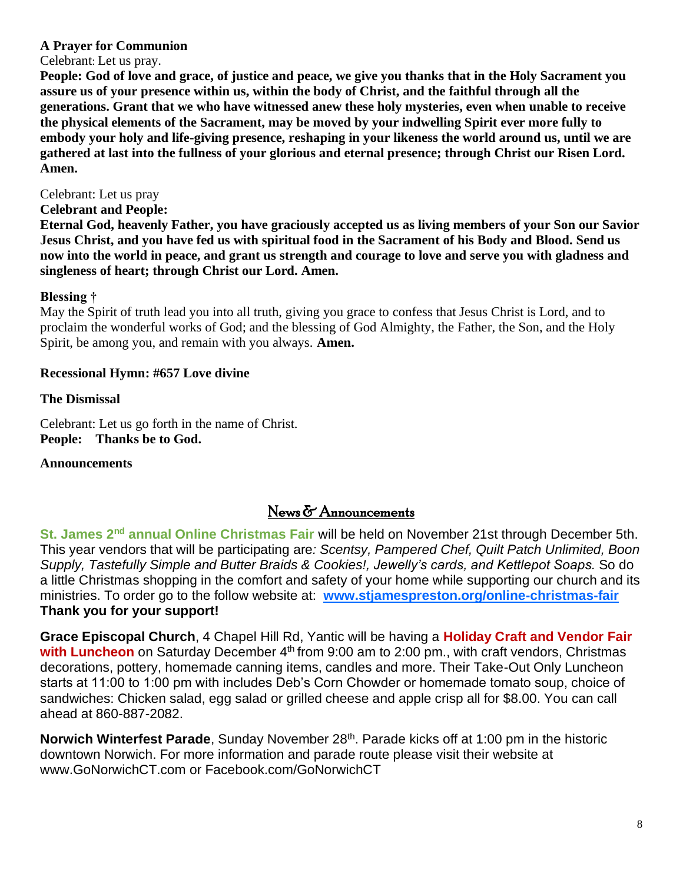**A Prayer for Communion**

Celebrant: Let us pray.

**People: God of love and grace, of justice and peace, we give you thanks that in the Holy Sacrament you assure us of your presence within us, within the body of Christ, and the faithful through all the generations. Grant that we who have witnessed anew these holy mysteries, even when unable to receive the physical elements of the Sacrament, may be moved by your indwelling Spirit ever more fully to embody your holy and life-giving presence, reshaping in your likeness the world around us, until we are gathered at last into the fullness of your glorious and eternal presence; through Christ our Risen Lord. Amen.**

Celebrant: Let us pray

**Celebrant and People:**

**Eternal God, heavenly Father, you have graciously accepted us as living members of your Son our Savior Jesus Christ, and you have fed us with spiritual food in the Sacrament of his Body and Blood. Send us now into the world in peace, and grant us strength and courage to love and serve you with gladness and singleness of heart; through Christ our Lord. Amen.**

**Blessing †**

May the Spirit of truth lead you into all truth, giving you grace to confess that Jesus Christ is Lord, and to proclaim the wonderful works of God; and the blessing of God Almighty, the Father, the Son, and the Holy Spirit, be among you, and remain with you always. **Amen.**

**Recessional Hymn: #657 Love divine**

**The Dismissal**

Celebrant: Let us go forth in the name of Christ.
**People: Thanks be to God.**

**Announcements**

## News & Announcements

**St. James 2nd annual Online Christmas Fair** will be held on November 21st through December 5th. This year vendors that will be participating are*: Scentsy, Pampered Chef, Quilt Patch Unlimited, Boon Supply, Tastefully Simple and Butter Braids & Cookies!, Jewelly's cards, and Kettlepot Soaps.* So do a little Christmas shopping in the comfort and safety of your home while supporting our church and its ministries. To order go to the follow website at: **www.stjamespreston.org/online-christmas-fair**
**Thank you for your support!**

**Grace Episcopal Church**, 4 Chapel Hill Rd, Yantic will be having a **Holiday Craft and Vendor Fair with Luncheon** on Saturday December 4th from 9:00 am to 2:00 pm., with craft vendors, Christmas decorations, pottery, homemade canning items, candles and more. Their Take-Out Only Luncheon starts at 11:00 to 1:00 pm with includes Deb's Corn Chowder or homemade tomato soup, choice of sandwiches: Chicken salad, egg salad or grilled cheese and apple crisp all for $8.00. You can call ahead at 860-887-2082.

**Norwich Winterfest Parade**, Sunday November 28th. Parade kicks off at 1:00 pm in the historic downtown Norwich. For more information and parade route please visit their website at www.GoNorwichCT.com or Facebook.com/GoNorwichCT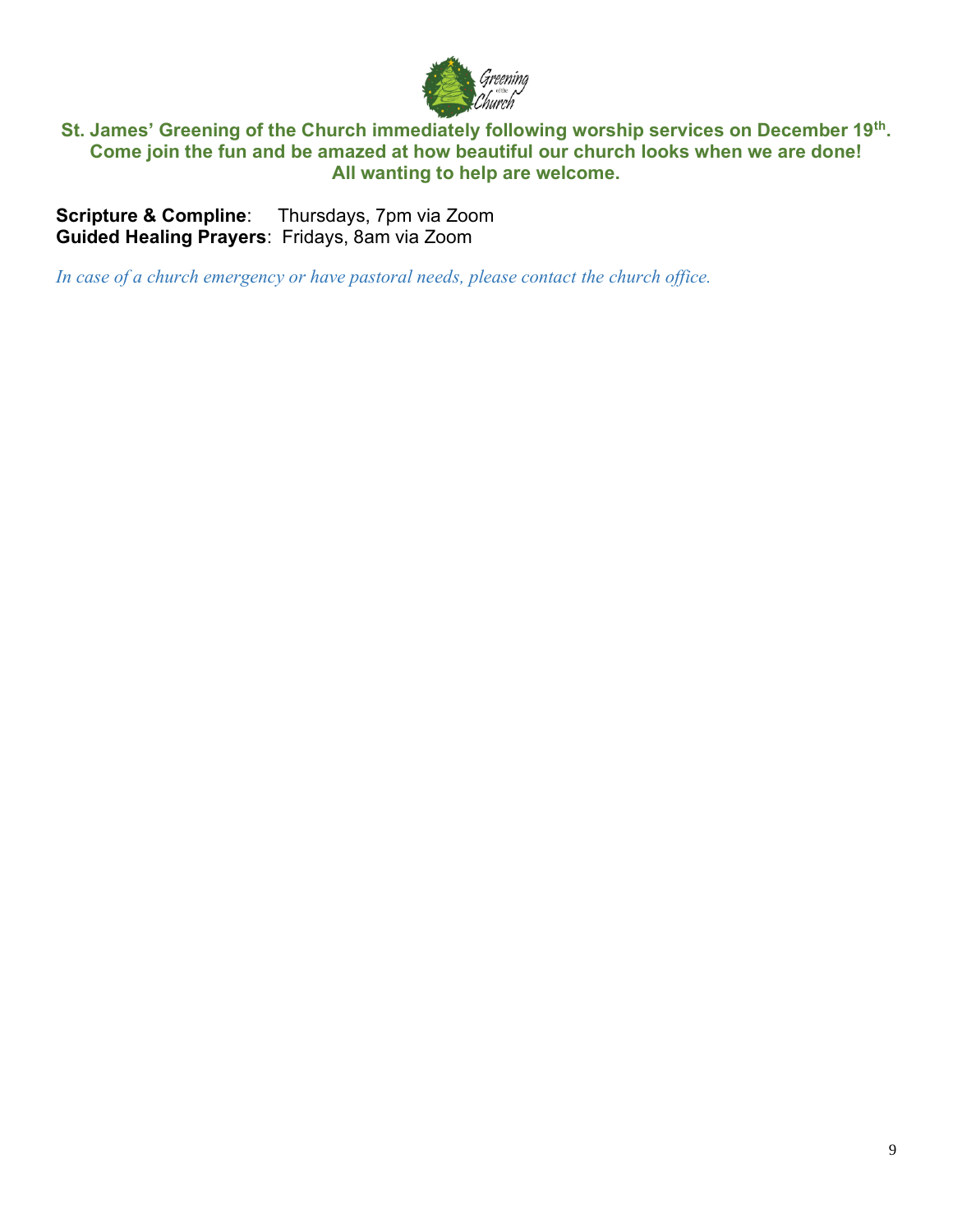**St. James' Greening of the Church immediately following worship services on December 19th. Come join the fun and be amazed at how beautiful our church looks when we are done! All wanting to help are welcome.**

**Scripture & Compline**: Thursdays, 7pm via Zoom
**Guided Healing Prayers**: Fridays, 8am via Zoom

*In case of a church emergency or have pastoral needs, please contact the church office.*